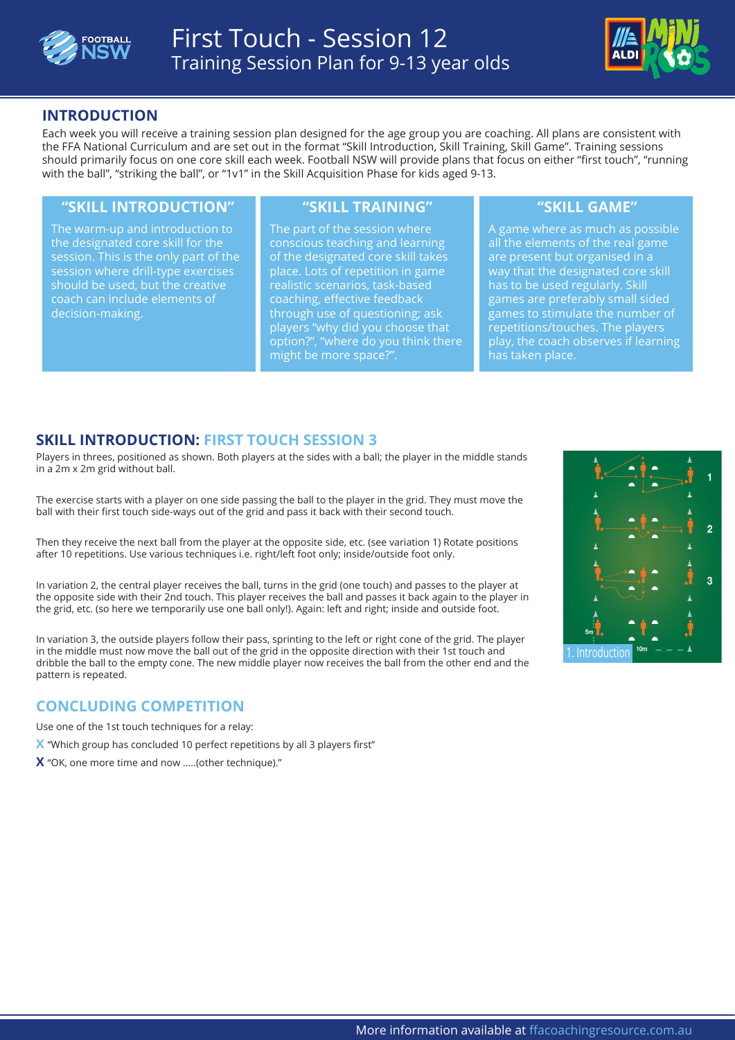# First Touch - Session 12
Training Session Plan for 9-13 year olds

## INTRODUCTION

Each week you will receive a training session plan designed for the age group you are coaching. All plans are consistent with the FFA National Curriculum and are set out in the format "Skill Introduction, Skill Training, Skill Game". Training sessions should primarily focus on one core skill each week. Football NSW will provide plans that focus on either "first touch", "running with the ball", "striking the ball", or "1v1" in the Skill Acquisition Phase for kids aged 9-13.

### "SKILL INTRODUCTION"

The warm-up and introduction to the designated core skill for the session. This is the only part of the session where drill-type exercises should be used, but the creative coach can include elements of decision-making.

### "SKILL TRAINING"

The part of the session where conscious teaching and learning of the designated core skill takes place. Lots of repetition in game realistic scenarios, task-based coaching, effective feedback through use of questioning; ask players "why did you choose that option?", "where do you think there might be more space?".

### "SKILL GAME"

A game where as much as possible all the elements of the real game are present but organised in a way that the designated core skill has to be used regularly. Skill games are preferably small sided games to stimulate the number of repetitions/touches. The players play, the coach observes if learning has taken place.

## SKILL INTRODUCTION: FIRST TOUCH SESSION 3

Players in threes, positioned as shown. Both players at the sides with a ball; the player in the middle stands in a 2m x 2m grid without ball.

The exercise starts with a player on one side passing the ball to the player in the grid. They must move the ball with their first touch side-ways out of the grid and pass it back with their second touch.

Then they receive the next ball from the player at the opposite side, etc. (see variation 1) Rotate positions after 10 repetitions. Use various techniques i.e. right/left foot only; inside/outside foot only.

In variation 2, the central player receives the ball, turns in the grid (one touch) and passes to the player at the opposite side with their 2nd touch. This player receives the ball and passes it back again to the player in the grid, etc. (so here we temporarily use one ball only!). Again: left and right; inside and outside foot.

In variation 3, the outside players follow their pass, sprinting to the left or right cone of the grid. The player in the middle must now move the ball out of the grid in the opposite direction with their 1st touch and dribble the ball to the empty cone. The new middle player now receives the ball from the other end and the pattern is repeated.

1. Introduction

## CONCLUDING COMPETITION

Use one of the 1st touch techniques for a relay:

- "Which group has concluded 10 perfect repetitions by all 3 players first"
- "OK, one more time and now .....(other technique)."

More information available at ffacoachingresource.com.au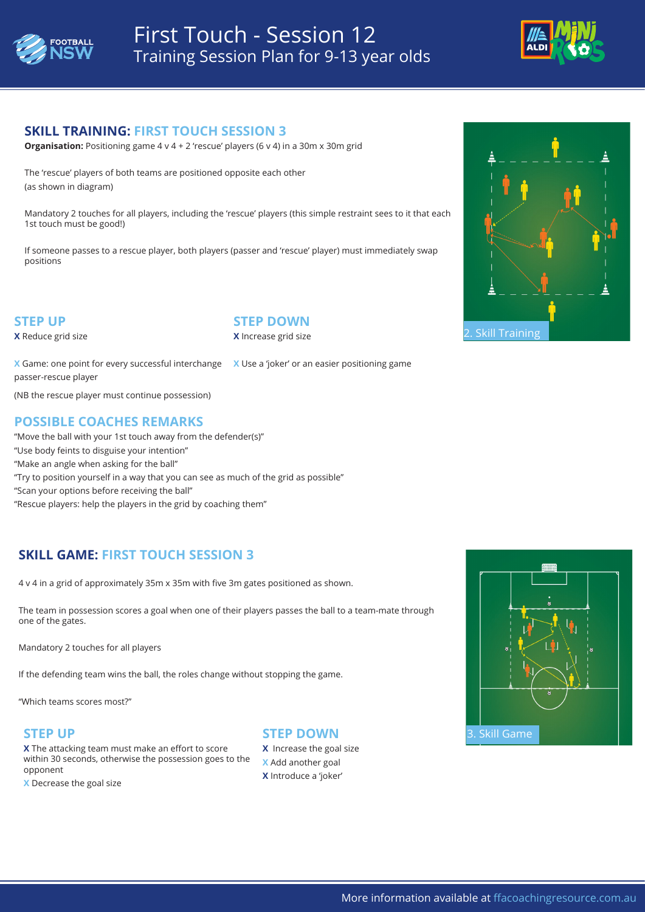# First Touch - Session 12

Training Session Plan for 9-13 year olds

## SKILL TRAINING: FIRST TOUCH SESSION 3

**Organisation:** Positioning game 4 v 4 + 2 'rescue' players (6 v 4) in a 30m x 30m grid

The 'rescue' players of both teams are positioned opposite each other (as shown in diagram)

Mandatory 2 touches for all players, including the 'rescue' players (this simple restraint sees to it that each 1st touch must be good!)

If someone passes to a rescue player, both players (passer and 'rescue' player) must immediately swap positions

2. Skill Training

### STEP UP

**X** Reduce grid size

**X** Game: one point for every successful interchange passer-rescue player

(NB the rescue player must continue possession)

### STEP DOWN

**X** Increase grid size

**X** Use a 'joker' or an easier positioning game

### POSSIBLE COACHES REMARKS

"Move the ball with your 1st touch away from the defender(s)"
"Use body feints to disguise your intention"
"Make an angle when asking for the ball"
"Try to position yourself in a way that you can see as much of the grid as possible"
"Scan your options before receiving the ball"
"Rescue players: help the players in the grid by coaching them"

## SKILL GAME: FIRST TOUCH SESSION 3

4 v 4 in a grid of approximately 35m x 35m with five 3m gates positioned as shown.

The team in possession scores a goal when one of their players passes the ball to a team-mate through one of the gates.

Mandatory 2 touches for all players

If the defending team wins the ball, the roles change without stopping the game.

"Which teams scores most?"

3. Skill Game

### STEP UP

**X** The attacking team must make an effort to score within 30 seconds, otherwise the possession goes to the opponent

**X** Decrease the goal size

### STEP DOWN

**X** Increase the goal size

**X** Add another goal

**X** Introduce a 'joker'

More information available at ffacoachingresource.com.au